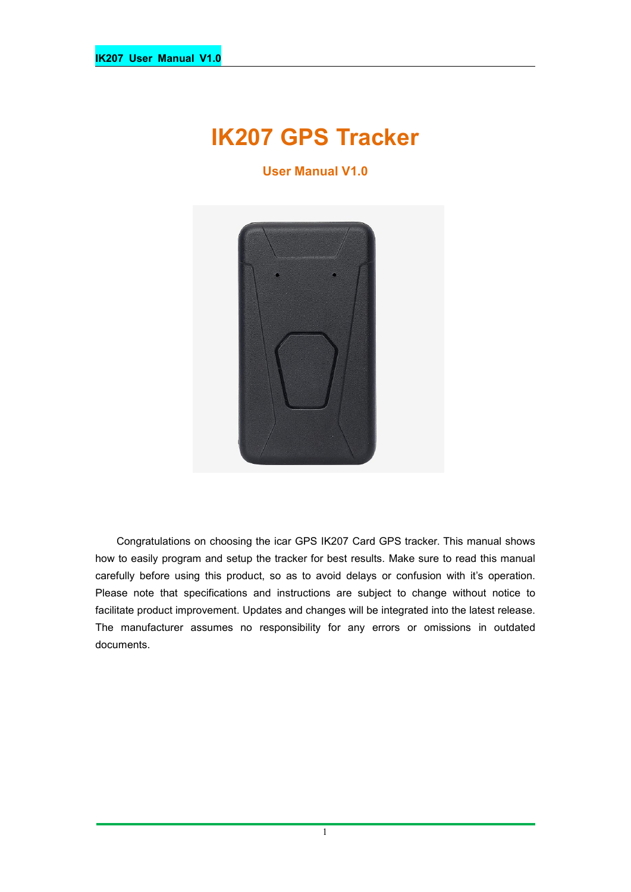# IK207 GPS Tracker

## User Manual V1.0

Congratulations on choosing the icar GPS IK207 Card GPS tracker. This manual shows how to easily program and setup the tracker for best results. Make sure to read this manual carefully before using this product, so as to avoid delays or confusion with it's operation. Please note that specifications and instructions are subject to change without notice to facilitate product improvement. Updates and changes will be integrated into the latest release. The manufacturer assumes no responsibility for any errors or omissions in outdated documents.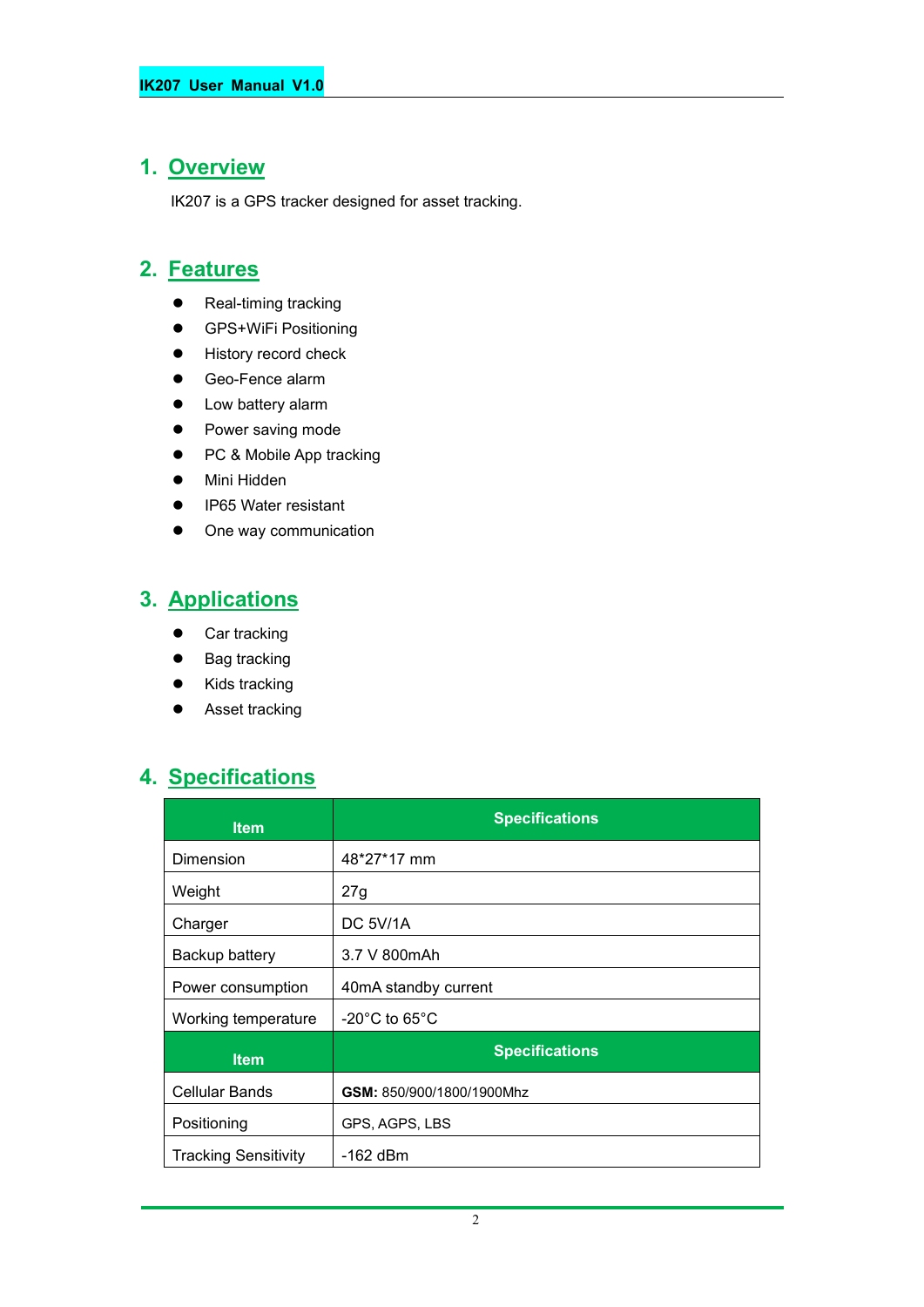## 1. Overview

IK207 is a GPS tracker designed for asset tracking.

## 2. Features

- Real-timing tracking
- GPS+WiFi Positioning
- History record check
- Geo-Fence alarm
- Low battery alarm
- Power saving mode
- PC & Mobile App tracking
- Mini Hidden
- IP65 Water resistant
- One way communication

## 3. Applications

- Car tracking
- Bag tracking
- Kids tracking
- Asset tracking

## 4. Specifications

| Item | Specifications |
|---|---|
| Dimension | 48*27*17 mm |
| Weight | 27g |
| Charger | DC 5V/1A |
| Backup battery | 3.7 V 800mAh |
| Power consumption | 40mA standby current |
| Working temperature | -20°C to 65°C |
| **Item** | **Specifications** |
| Cellular Bands | **GSM:** 850/900/1800/1900Mhz |
| Positioning | GPS, AGPS, LBS |
| Tracking Sensitivity | -162 dBm |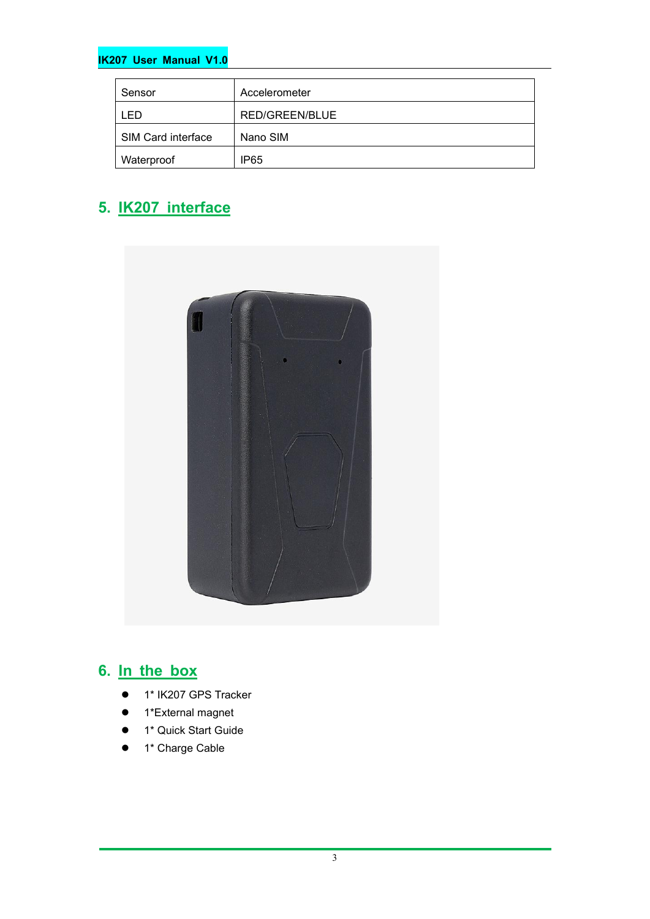| Sensor | Accelerometer |
|---|---|
| LED | RED/GREEN/BLUE |
| SIM Card interface | Nano SIM |
| Waterproof | IP65 |

## 5. IK207 interface

## 6. In the box

- 1* IK207 GPS Tracker
- 1*External magnet
- 1* Quick Start Guide
- 1* Charge Cable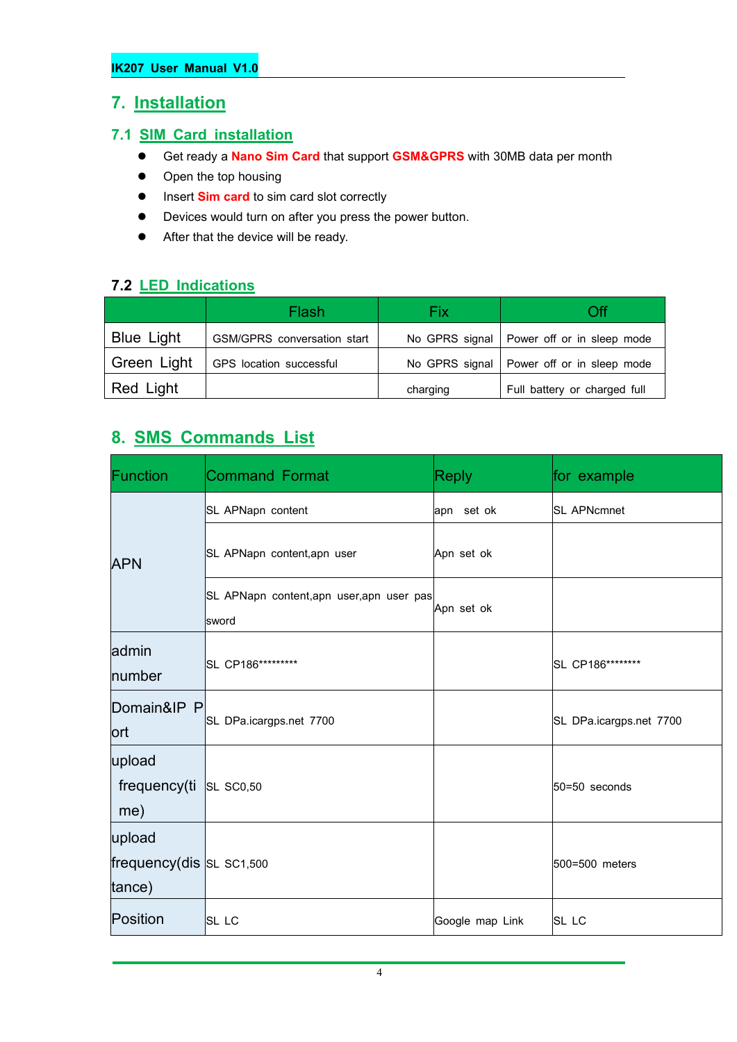# 7. Installation

## 7.1 SIM Card installation

- Get ready a **Nano Sim Card** that support **GSM&GPRS** with 30MB data per month
- Open the top housing
- Insert **Sim card** to sim card slot correctly
- Devices would turn on after you press the power button.
- After that the device will be ready.

## 7.2 LED Indications

| | Flash | Fix | Off |
|---|---|---|---|
| Blue Light | GSM/GPRS conversation start | No GPRS signal | Power off or in sleep mode |
| Green Light | GPS location successful | No GPRS signal | Power off or in sleep mode |
| Red Light | | charging | Full battery or charged full |

# 8. SMS Commands List

| Function | Command Format | Reply | for example |
|---|---|---|---|
| APN | SL APNapn content | apn set ok | SL APNcmnet |
| | SL APNapn content,apn user | Apn set ok | |
| | SL APNapn content,apn user,apn user password | Apn set ok | |
| admin number | SL CP186********* | | SL CP186******** |
| Domain&IP Port | SL DPa.icargps.net 7700 | | SL DPa.icargps.net 7700 |
| upload frequency(time) | SL SC0,50 | | 50=50 seconds |
| upload frequency(distance) | SL SC1,500 | | 500=500 meters |
| Position | SL LC | Google map Link | SL LC |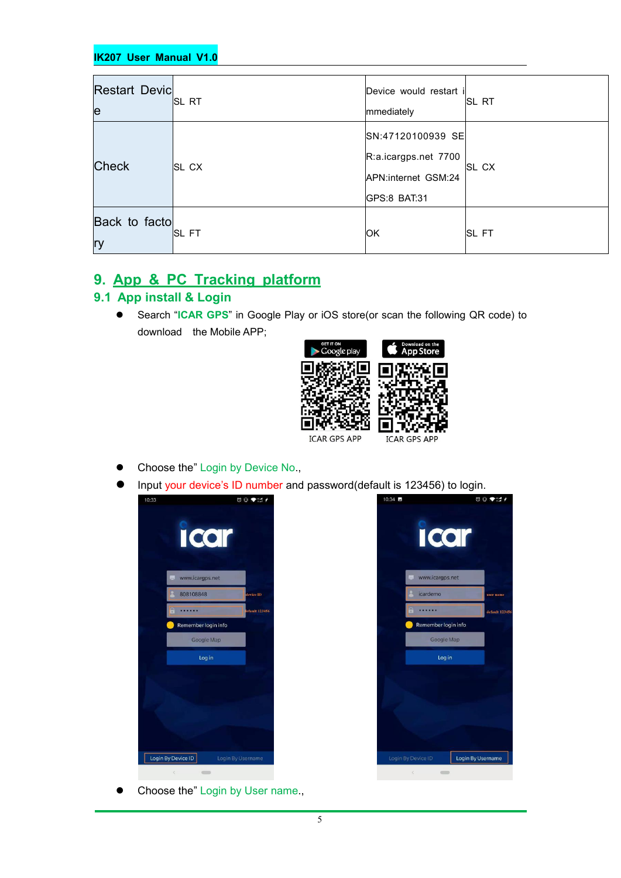| Restart Device | SL RT | Device would restart immediately | SL RT |
|---|---|---|---|
| Check | SL CX | SN:47120100939 SER:a.icargps.net 7700 APN:internet GSM:24 GPS:8 BAT:31 | SL CX |
| Back to factory | SL FT | OK | SL FT |

# 9. App & PC Tracking platform

## 9.1 App install & Login

- Search "ICAR GPS" in Google Play or iOS store(or scan the following QR code) to download the Mobile APP;

ICAR GPS APP    ICAR GPS APP

- Choose the" Login by Device No.,
- Input your device's ID number and password(default is 123456) to login.
- Choose the" Login by User name.,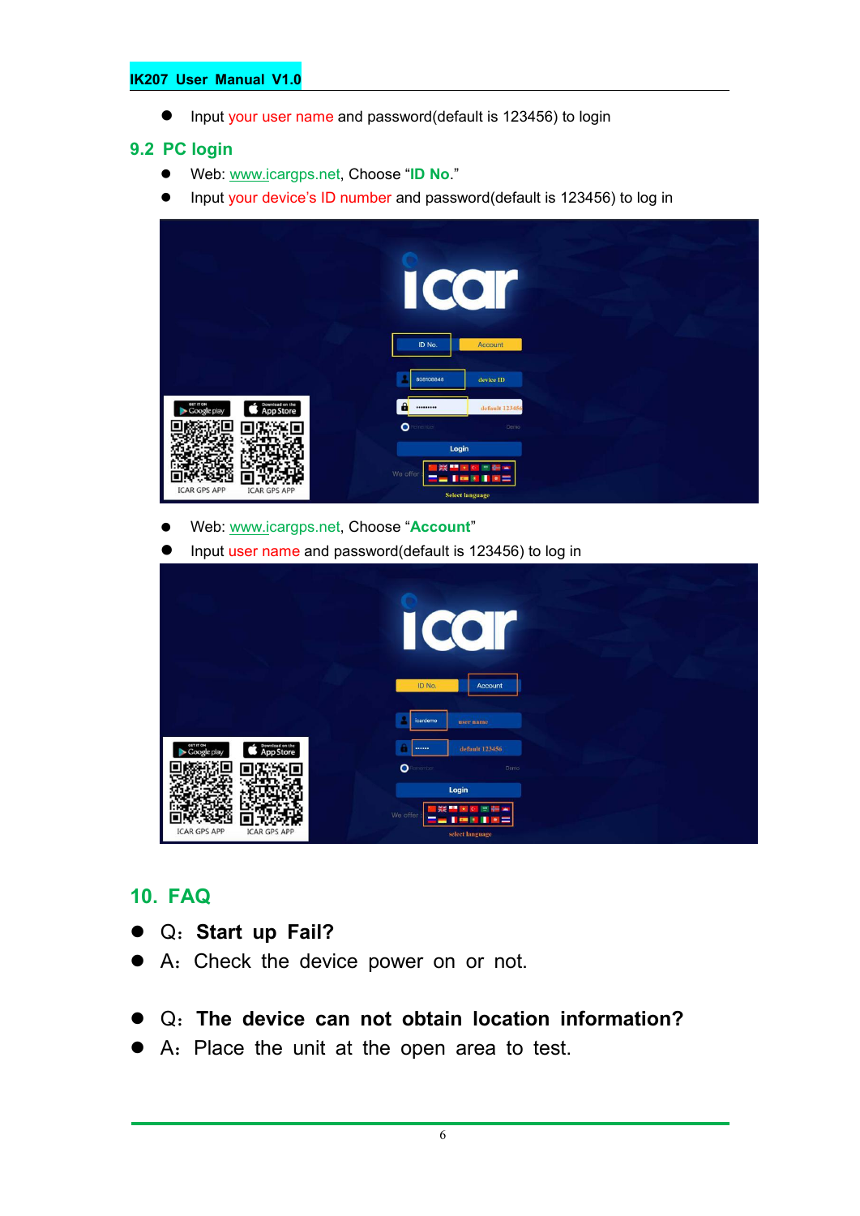- Input your user name and password(default is 123456) to login

## 9.2 PC login

- Web: www.icargps.net, Choose "**ID No**."
- Input your device's ID number and password(default is 123456) to log in

- Web: www.icargps.net, Choose "**Account**"
- Input user name and password(default is 123456) to log in

# 10. FAQ

- Q: **Start up Fail?**
- A: Check the device power on or not.

- Q: **The device can not obtain location information?**
- A: Place the unit at the open area to test.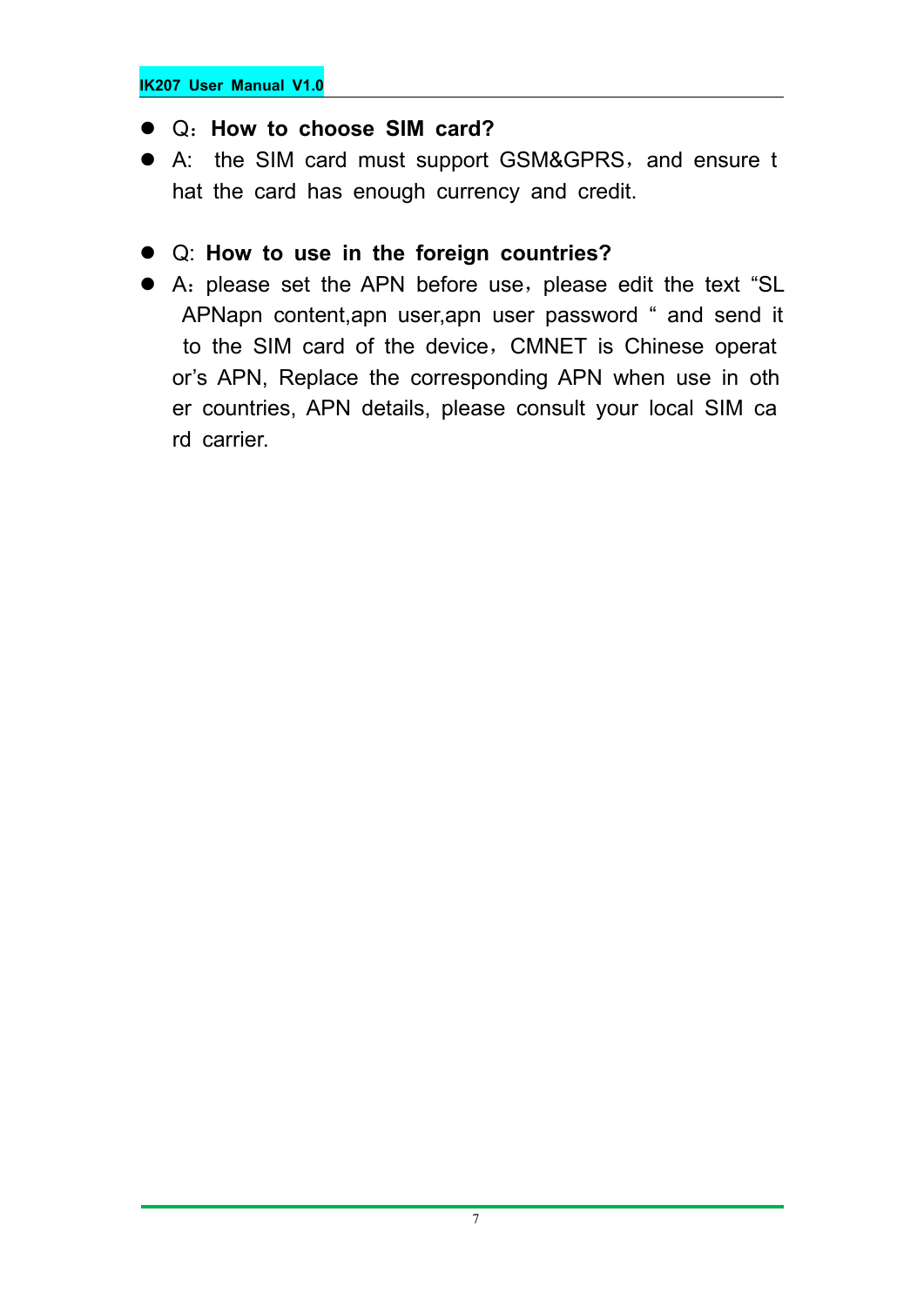- Q：**How to choose SIM card?**
- A: the SIM card must support GSM&GPRS，and ensure that the card has enough currency and credit.

- Q: **How to use in the foreign countries?**
- A：please set the APN before use，please edit the text "SLAPNapn content,apn user,apn user password " and send it to the SIM card of the device，CMNET is Chinese operator's APN, Replace the corresponding APN when use in other countries, APN details, please consult your local SIM card carrier.